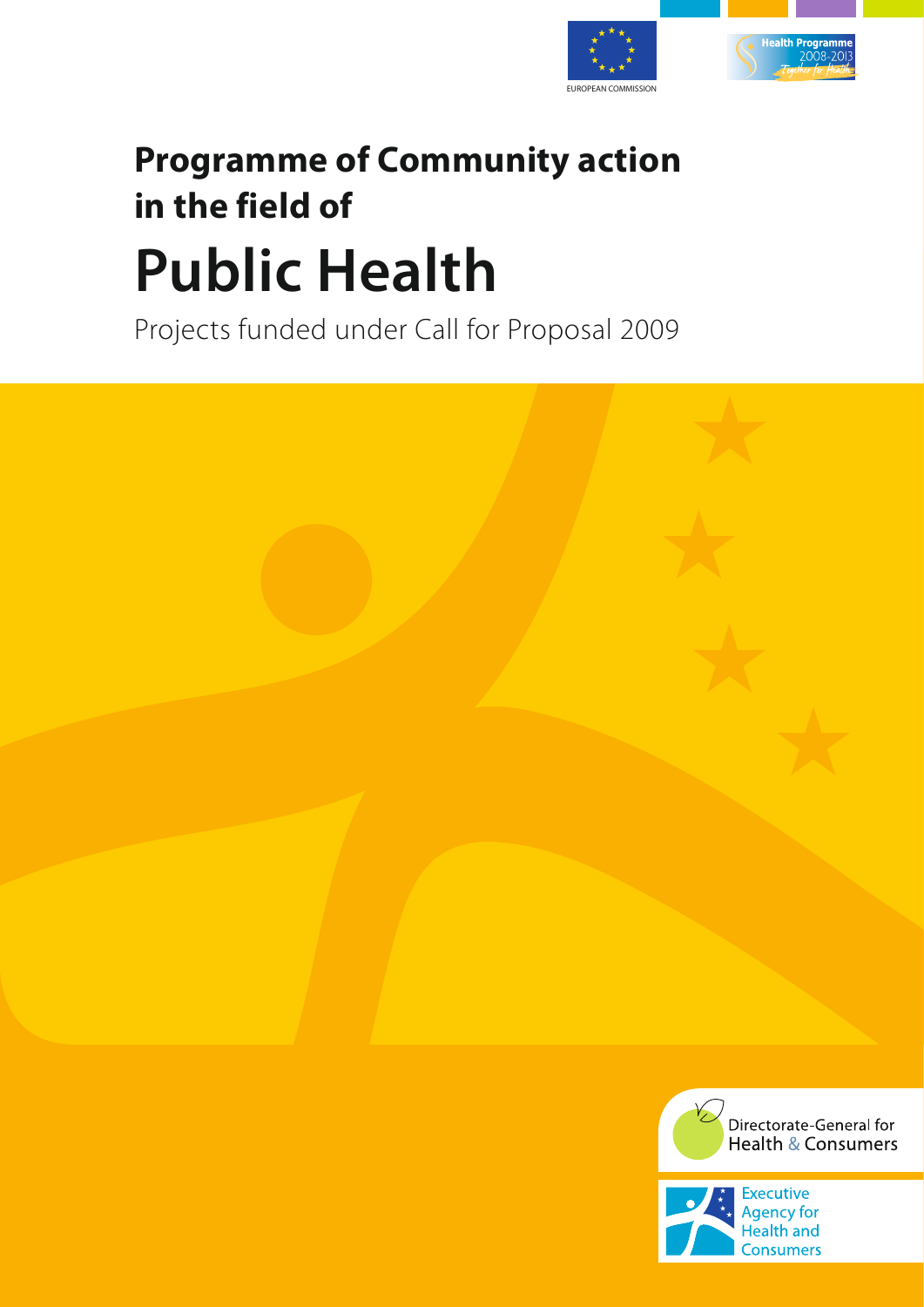EUROPEAN COMMISSION

Health Programme 2008-2013 Together for Health

# Programme of Community action in the field of

# Public Health

Projects funded under Call for Proposal 2009

Directorate-General for Health & Consumers

Executive Agency for Health and Consumers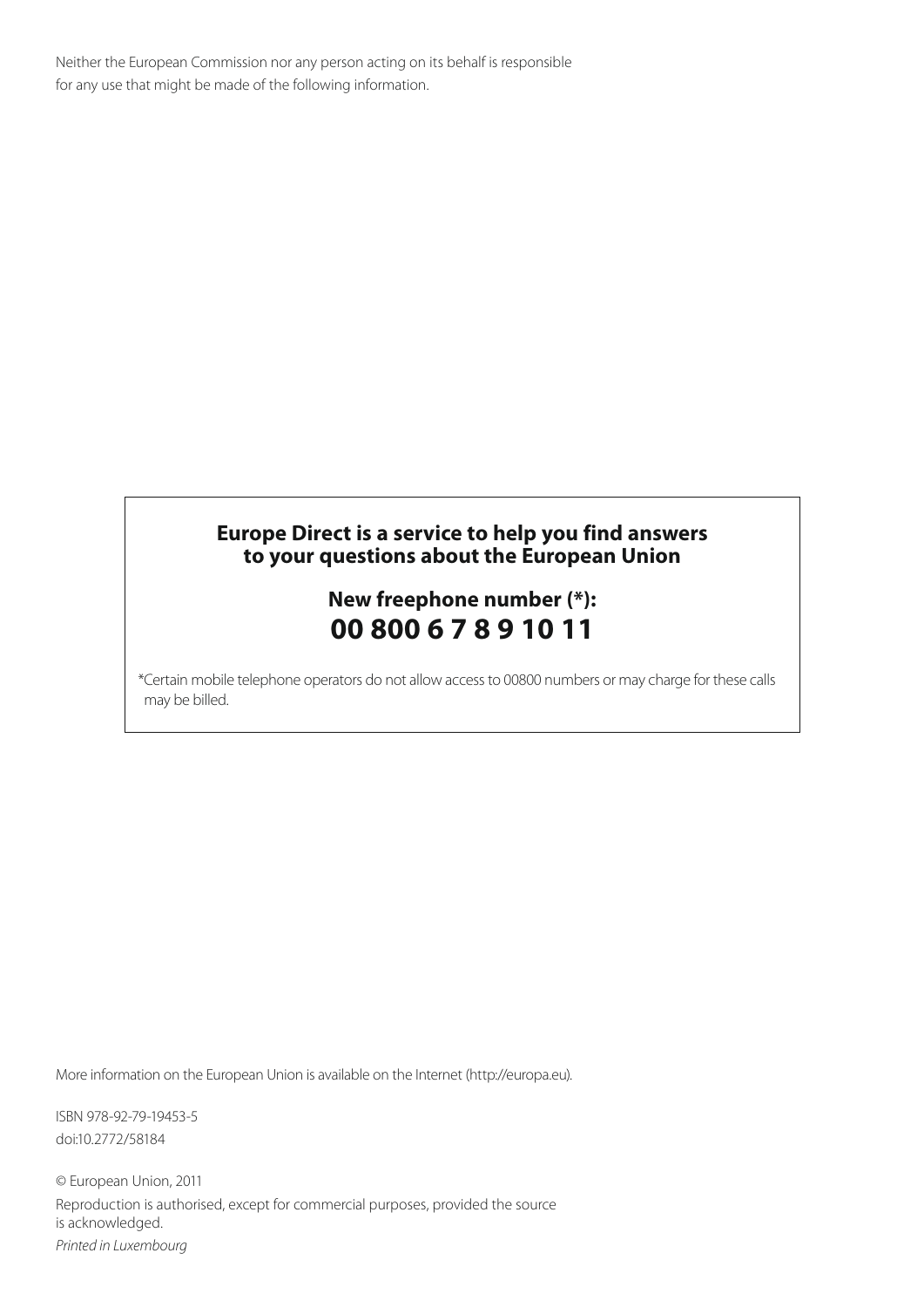Neither the European Commission nor any person acting on its behalf is responsible for any use that might be made of the following information.

**Europe Direct is a service to help you find answers to your questions about the European Union**

**New freephone number (*):**
**00 800 6 7 8 9 10 11**

*Certain mobile telephone operators do not allow access to 00800 numbers or may charge for these calls may be billed.

More information on the European Union is available on the Internet (http://europa.eu).

ISBN 978-92-79-19453-5
doi:10.2772/58184

© European Union, 2011
Reproduction is authorised, except for commercial purposes, provided the source is acknowledged.
*Printed in Luxembourg*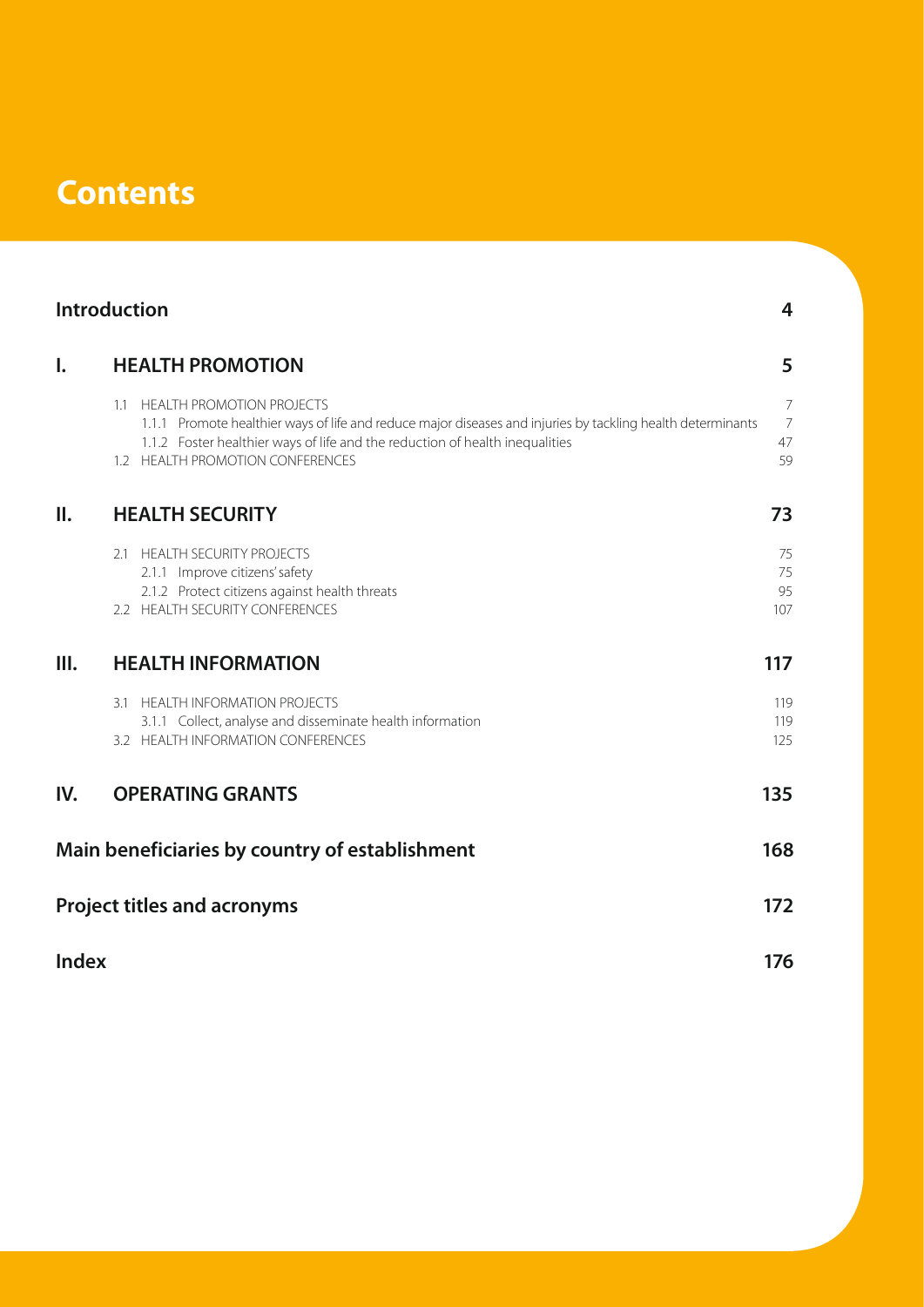# Contents

| | | |
|---|---|---|
| **Introduction** | | **4** |
| **I.** | **HEALTH PROMOTION** | **5** |
| | 1.1 HEALTH PROMOTION PROJECTS | 7 |
| | 1.1.1 Promote healthier ways of life and reduce major diseases and injuries by tackling health determinants | 7 |
| | 1.1.2 Foster healthier ways of life and the reduction of health inequalities | 47 |
| | 1.2 HEALTH PROMOTION CONFERENCES | 59 |
| **II.** | **HEALTH SECURITY** | **73** |
| | 2.1 HEALTH SECURITY PROJECTS | 75 |
| | 2.1.1 Improve citizens' safety | 75 |
| | 2.1.2 Protect citizens against health threats | 95 |
| | 2.2 HEALTH SECURITY CONFERENCES | 107 |
| **III.** | **HEALTH INFORMATION** | **117** |
| | 3.1 HEALTH INFORMATION PROJECTS | 119 |
| | 3.1.1 Collect, analyse and disseminate health information | 119 |
| | 3.2 HEALTH INFORMATION CONFERENCES | 125 |
| **IV.** | **OPERATING GRANTS** | **135** |
| **Main beneficiaries by country of establishment** | | **168** |
| **Project titles and acronyms** | | **172** |
| **Index** | | **176** |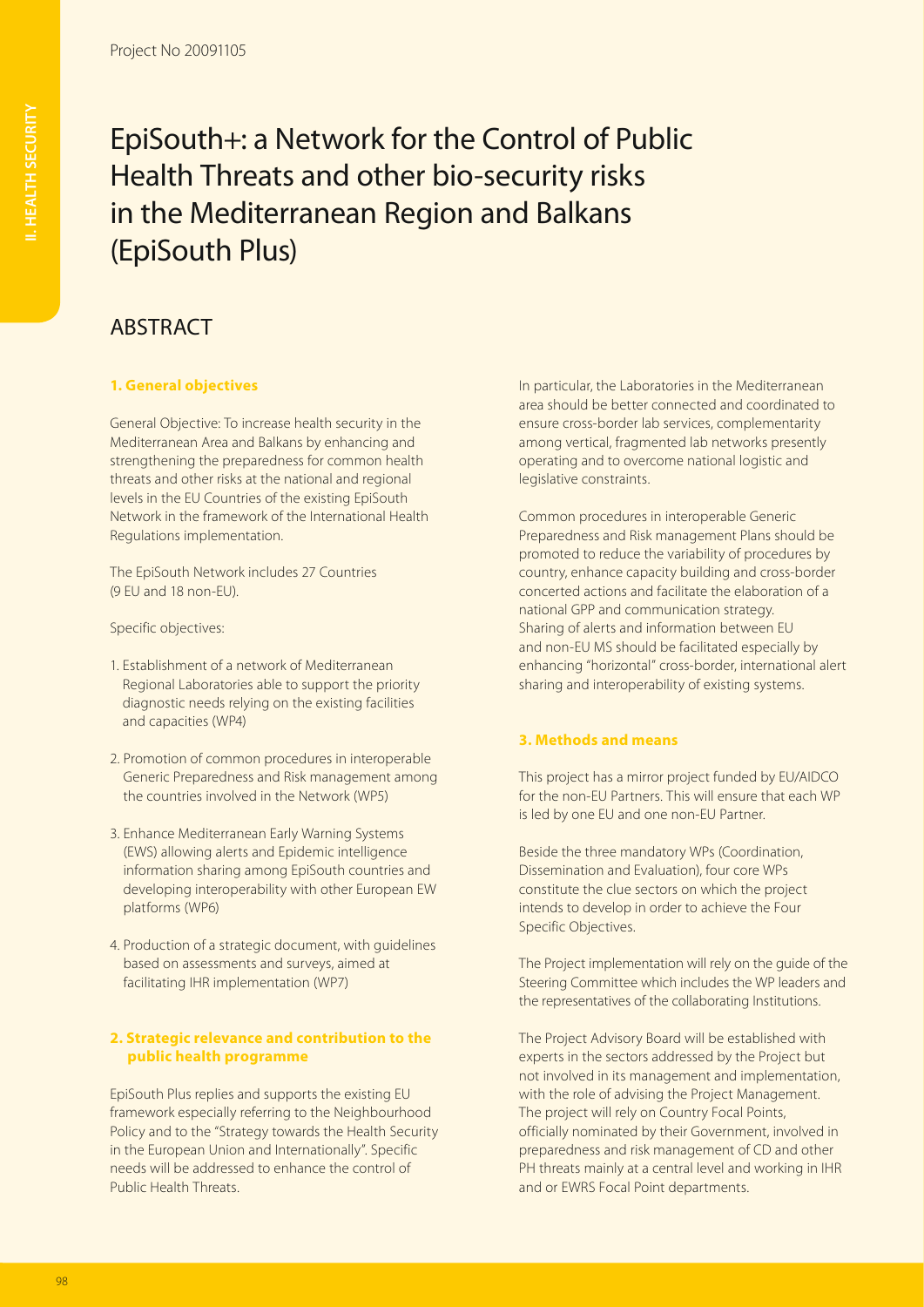Project No 20091105

# EpiSouth+: a Network for the Control of Public Health Threats and other bio-security risks in the Mediterranean Region and Balkans (EpiSouth Plus)

## ABSTRACT

### 1. General objectives

General Objective: To increase health security in the Mediterranean Area and Balkans by enhancing and strengthening the preparedness for common health threats and other risks at the national and regional levels in the EU Countries of the existing EpiSouth Network in the framework of the International Health Regulations implementation.

The EpiSouth Network includes 27 Countries (9 EU and 18 non-EU).

Specific objectives:

1. Establishment of a network of Mediterranean Regional Laboratories able to support the priority diagnostic needs relying on the existing facilities and capacities (WP4)
2. Promotion of common procedures in interoperable Generic Preparedness and Risk management among the countries involved in the Network (WP5)
3. Enhance Mediterranean Early Warning Systems (EWS) allowing alerts and Epidemic intelligence information sharing among EpiSouth countries and developing interoperability with other European EW platforms (WP6)
4. Production of a strategic document, with guidelines based on assessments and surveys, aimed at facilitating IHR implementation (WP7)

### 2. Strategic relevance and contribution to the public health programme

EpiSouth Plus replies and supports the existing EU framework especially referring to the Neighbourhood Policy and to the "Strategy towards the Health Security in the European Union and Internationally". Specific needs will be addressed to enhance the control of Public Health Threats.

In particular, the Laboratories in the Mediterranean area should be better connected and coordinated to ensure cross-border lab services, complementarity among vertical, fragmented lab networks presently operating and to overcome national logistic and legislative constraints.

Common procedures in interoperable Generic Preparedness and Risk management Plans should be promoted to reduce the variability of procedures by country, enhance capacity building and cross-border concerted actions and facilitate the elaboration of a national GPP and communication strategy.
Sharing of alerts and information between EU and non-EU MS should be facilitated especially by enhancing "horizontal" cross-border, international alert sharing and interoperability of existing systems.

### 3. Methods and means

This project has a mirror project funded by EU/AIDCO for the non-EU Partners. This will ensure that each WP is led by one EU and one non-EU Partner.

Beside the three mandatory WPs (Coordination, Dissemination and Evaluation), four core WPs constitute the clue sectors on which the project intends to develop in order to achieve the Four Specific Objectives.

The Project implementation will rely on the guide of the Steering Committee which includes the WP leaders and the representatives of the collaborating Institutions.

The Project Advisory Board will be established with experts in the sectors addressed by the Project but not involved in its management and implementation, with the role of advising the Project Management.
The project will rely on Country Focal Points, officially nominated by their Government, involved in preparedness and risk management of CD and other PH threats mainly at a central level and working in IHR and or EWRS Focal Point departments.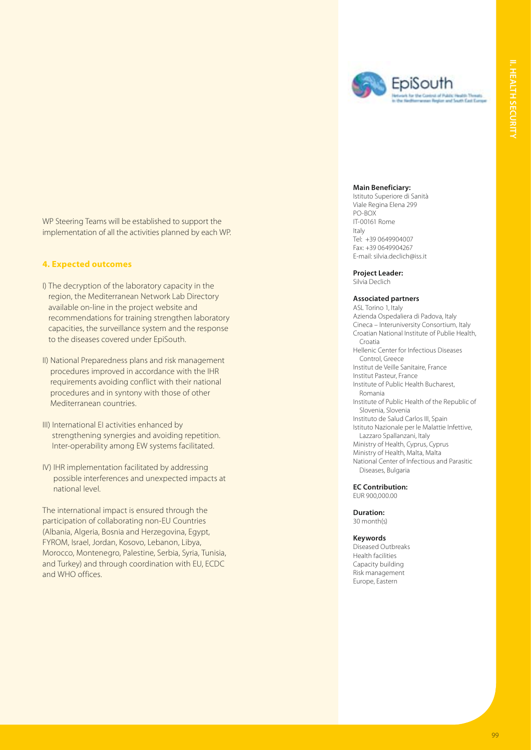WP Steering Teams will be established to support the implementation of all the activities planned by each WP.

### 4. Expected outcomes

I) The decryption of the laboratory capacity in the region, the Mediterranean Network Lab Directory available on-line in the project website and recommendations for training strengthen laboratory capacities, the surveillance system and the response to the diseases covered under EpiSouth.

II) National Preparedness plans and risk management procedures improved in accordance with the IHR requirements avoiding conflict with their national procedures and in syntony with those of other Mediterranean countries.

III) International EI activities enhanced by strengthening synergies and avoiding repetition. Inter-operability among EW systems facilitated.

IV) IHR implementation facilitated by addressing possible interferences and unexpected impacts at national level.

The international impact is ensured through the participation of collaborating non-EU Countries (Albania, Algeria, Bosnia and Herzegovina, Egypt, FYROM, Israel, Jordan, Kosovo, Lebanon, Libya, Morocco, Montenegro, Palestine, Serbia, Syria, Tunisia, and Turkey) and through coordination with EU, ECDC and WHO offices.

EpiSouth
Network for the Control of Public Health Threats in the Mediterranean Region and South East Europe

**Main Beneficiary:**
Istituto Superiore di Sanità
Viale Regina Elena 299
PO-BOX
IT-00161 Rome
Italy
Tel: +39 0649904007
Fax: +39 0649904267
E-mail: silvia.declich@iss.it

**Project Leader:**
Silvia Declich

**Associated partners**
ASL Torino 1, Italy
Azienda Ospedaliera di Padova, Italy
Cineca – Interuniversity Consortium, Italy
Croatian National Institute of Publie Health, Croatia
Hellenic Center for Infectious Diseases Control, Greece
Institut de Veille Sanitaire, France
Institut Pasteur, France
Institute of Public Health Bucharest, Romania
Institute of Public Health of the Republic of Slovenia, Slovenia
Instituto de Salud Carlos III, Spain
Istituto Nazionale per le Malattie Infettive, Lazzaro Spallanzani, Italy
Ministry of Health, Cyprus, Cyprus
Ministry of Health, Malta, Malta
National Center of Infectious and Parasitic Diseases, Bulgaria

**EC Contribution:**
EUR 900,000.00

**Duration:**
30 month(s)

**Keywords**
Diseased Outbreaks
Health facilities
Capacity building
Risk management
Europe, Eastern